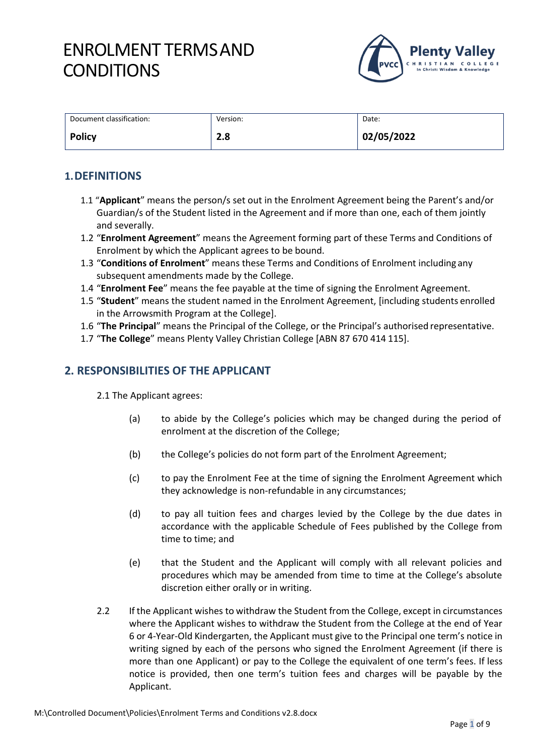# ENROLMENT TERMS AND CONDITIONS

| Document classification: | Version: | Date: |
|---|---|---|
| **Policy** | **2.8** | **02/05/2022** |

## 1. DEFINITIONS

1.1 "**Applicant**" means the person/s set out in the Enrolment Agreement being the Parent's and/or Guardian/s of the Student listed in the Agreement and if more than one, each of them jointly and severally.

1.2 "**Enrolment Agreement**" means the Agreement forming part of these Terms and Conditions of Enrolment by which the Applicant agrees to be bound.

1.3 "**Conditions of Enrolment**" means these Terms and Conditions of Enrolment including any subsequent amendments made by the College.

1.4 "**Enrolment Fee**" means the fee payable at the time of signing the Enrolment Agreement.

1.5 "**Student**" means the student named in the Enrolment Agreement, [including students enrolled in the Arrowsmith Program at the College].

1.6 "**The Principal**" means the Principal of the College, or the Principal's authorised representative.

1.7 "**The College**" means Plenty Valley Christian College [ABN 87 670 414 115].

## 2. RESPONSIBILITIES OF THE APPLICANT

2.1 The Applicant agrees:

(a) to abide by the College's policies which may be changed during the period of enrolment at the discretion of the College;

(b) the College's policies do not form part of the Enrolment Agreement;

(c) to pay the Enrolment Fee at the time of signing the Enrolment Agreement which they acknowledge is non-refundable in any circumstances;

(d) to pay all tuition fees and charges levied by the College by the due dates in accordance with the applicable Schedule of Fees published by the College from time to time; and

(e) that the Student and the Applicant will comply with all relevant policies and procedures which may be amended from time to time at the College's absolute discretion either orally or in writing.

2.2 If the Applicant wishes to withdraw the Student from the College, except in circumstances where the Applicant wishes to withdraw the Student from the College at the end of Year 6 or 4-Year-Old Kindergarten, the Applicant must give to the Principal one term's notice in writing signed by each of the persons who signed the Enrolment Agreement (if there is more than one Applicant) or pay to the College the equivalent of one term's fees. If less notice is provided, then one term's tuition fees and charges will be payable by the Applicant.

M:\Controlled Document\Policies\Enrolment Terms and Conditions v2.8.docx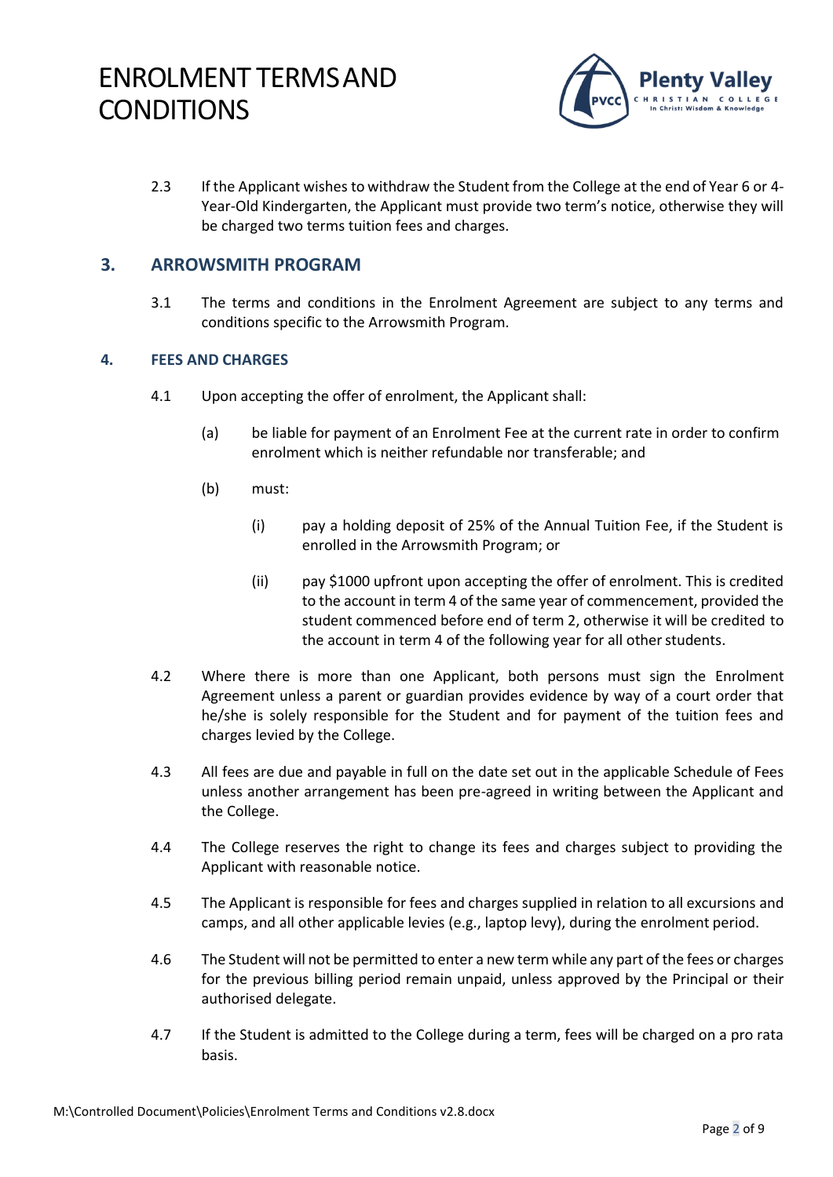2.3 If the Applicant wishes to withdraw the Student from the College at the end of Year 6 or 4-Year-Old Kindergarten, the Applicant must provide two term's notice, otherwise they will be charged two terms tuition fees and charges.

## 3. ARROWSMITH PROGRAM

3.1 The terms and conditions in the Enrolment Agreement are subject to any terms and conditions specific to the Arrowsmith Program.

### 4. FEES AND CHARGES

4.1 Upon accepting the offer of enrolment, the Applicant shall:

(a) be liable for payment of an Enrolment Fee at the current rate in order to confirm enrolment which is neither refundable nor transferable; and

(b) must:

(i) pay a holding deposit of 25% of the Annual Tuition Fee, if the Student is enrolled in the Arrowsmith Program; or

(ii) pay $1000 upfront upon accepting the offer of enrolment. This is credited to the account in term 4 of the same year of commencement, provided the student commenced before end of term 2, otherwise it will be credited to the account in term 4 of the following year for all other students.

4.2 Where there is more than one Applicant, both persons must sign the Enrolment Agreement unless a parent or guardian provides evidence by way of a court order that he/she is solely responsible for the Student and for payment of the tuition fees and charges levied by the College.

4.3 All fees are due and payable in full on the date set out in the applicable Schedule of Fees unless another arrangement has been pre-agreed in writing between the Applicant and the College.

4.4 The College reserves the right to change its fees and charges subject to providing the Applicant with reasonable notice.

4.5 The Applicant is responsible for fees and charges supplied in relation to all excursions and camps, and all other applicable levies (e.g., laptop levy), during the enrolment period.

4.6 The Student will not be permitted to enter a new term while any part of the fees or charges for the previous billing period remain unpaid, unless approved by the Principal or their authorised delegate.

4.7 If the Student is admitted to the College during a term, fees will be charged on a pro rata basis.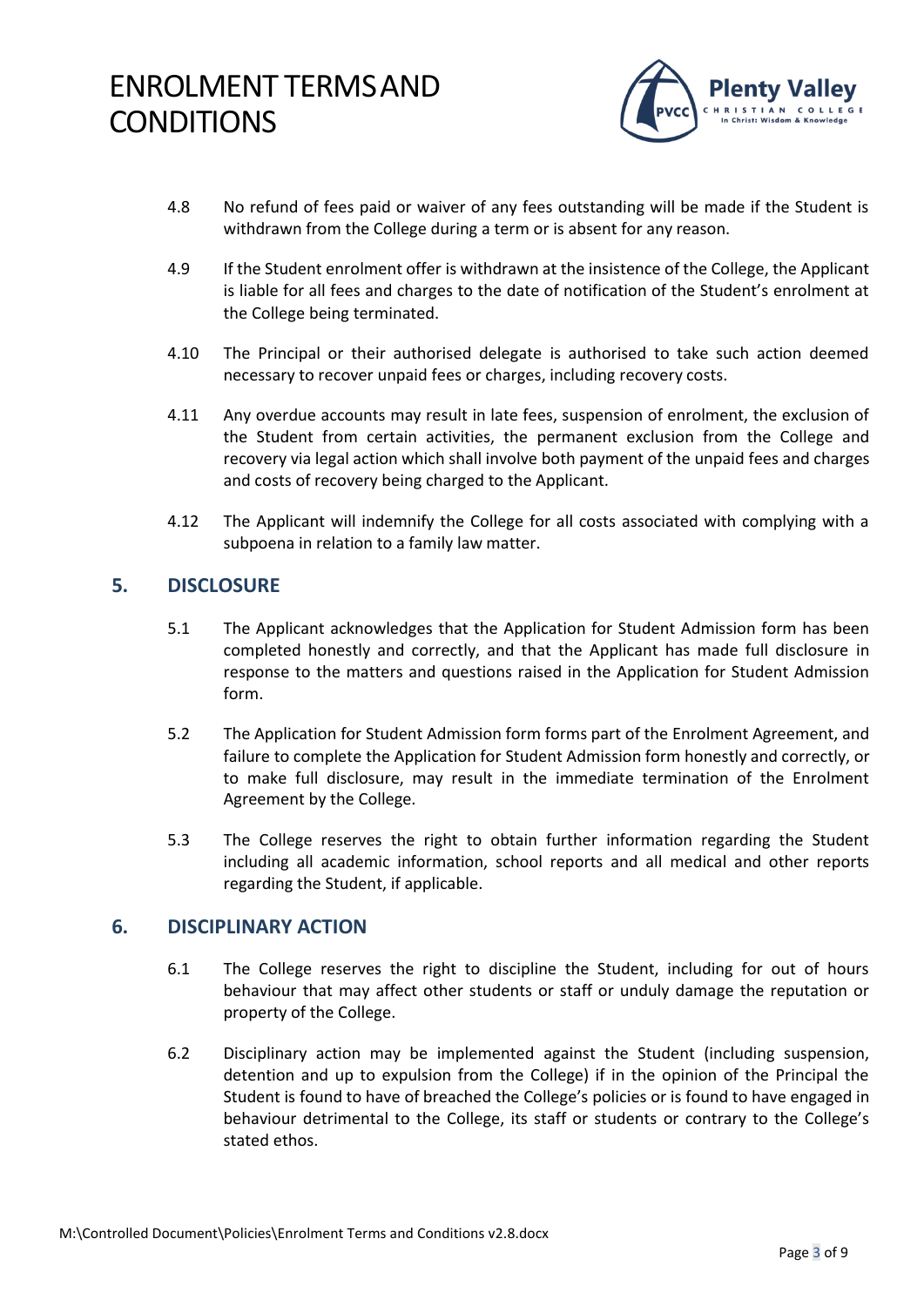4.8 No refund of fees paid or waiver of any fees outstanding will be made if the Student is withdrawn from the College during a term or is absent for any reason.

4.9 If the Student enrolment offer is withdrawn at the insistence of the College, the Applicant is liable for all fees and charges to the date of notification of the Student's enrolment at the College being terminated.

4.10 The Principal or their authorised delegate is authorised to take such action deemed necessary to recover unpaid fees or charges, including recovery costs.

4.11 Any overdue accounts may result in late fees, suspension of enrolment, the exclusion of the Student from certain activities, the permanent exclusion from the College and recovery via legal action which shall involve both payment of the unpaid fees and charges and costs of recovery being charged to the Applicant.

4.12 The Applicant will indemnify the College for all costs associated with complying with a subpoena in relation to a family law matter.

## 5. DISCLOSURE

5.1 The Applicant acknowledges that the Application for Student Admission form has been completed honestly and correctly, and that the Applicant has made full disclosure in response to the matters and questions raised in the Application for Student Admission form.

5.2 The Application for Student Admission form forms part of the Enrolment Agreement, and failure to complete the Application for Student Admission form honestly and correctly, or to make full disclosure, may result in the immediate termination of the Enrolment Agreement by the College.

5.3 The College reserves the right to obtain further information regarding the Student including all academic information, school reports and all medical and other reports regarding the Student, if applicable.

## 6. DISCIPLINARY ACTION

6.1 The College reserves the right to discipline the Student, including for out of hours behaviour that may affect other students or staff or unduly damage the reputation or property of the College.

6.2 Disciplinary action may be implemented against the Student (including suspension, detention and up to expulsion from the College) if in the opinion of the Principal the Student is found to have of breached the College's policies or is found to have engaged in behaviour detrimental to the College, its staff or students or contrary to the College's stated ethos.

M:\Controlled Document\Policies\Enrolment Terms and Conditions v2.8.docx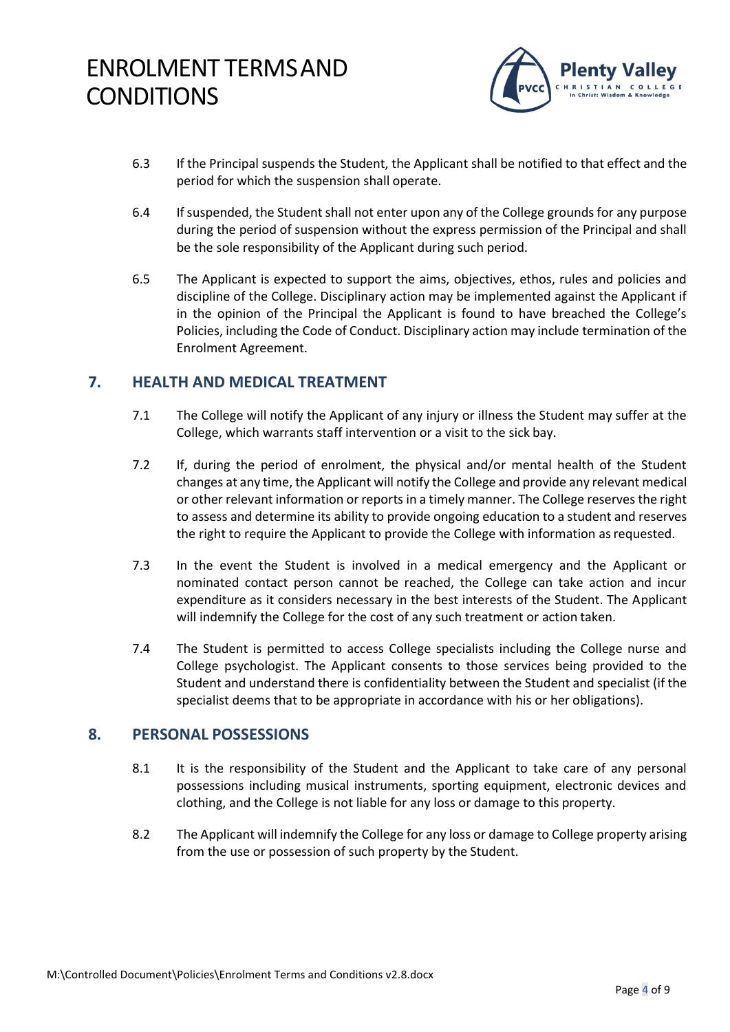6.3 If the Principal suspends the Student, the Applicant shall be notified to that effect and the period for which the suspension shall operate.

6.4 If suspended, the Student shall not enter upon any of the College grounds for any purpose during the period of suspension without the express permission of the Principal and shall be the sole responsibility of the Applicant during such period.

6.5 The Applicant is expected to support the aims, objectives, ethos, rules and policies and discipline of the College. Disciplinary action may be implemented against the Applicant if in the opinion of the Principal the Applicant is found to have breached the College's Policies, including the Code of Conduct. Disciplinary action may include termination of the Enrolment Agreement.

## 7. HEALTH AND MEDICAL TREATMENT

7.1 The College will notify the Applicant of any injury or illness the Student may suffer at the College, which warrants staff intervention or a visit to the sick bay.

7.2 If, during the period of enrolment, the physical and/or mental health of the Student changes at any time, the Applicant will notify the College and provide any relevant medical or other relevant information or reports in a timely manner. The College reserves the right to assess and determine its ability to provide ongoing education to a student and reserves the right to require the Applicant to provide the College with information as requested.

7.3 In the event the Student is involved in a medical emergency and the Applicant or nominated contact person cannot be reached, the College can take action and incur expenditure as it considers necessary in the best interests of the Student. The Applicant will indemnify the College for the cost of any such treatment or action taken.

7.4 The Student is permitted to access College specialists including the College nurse and College psychologist. The Applicant consents to those services being provided to the Student and understand there is confidentiality between the Student and specialist (if the specialist deems that to be appropriate in accordance with his or her obligations).

## 8. PERSONAL POSSESSIONS

8.1 It is the responsibility of the Student and the Applicant to take care of any personal possessions including musical instruments, sporting equipment, electronic devices and clothing, and the College is not liable for any loss or damage to this property.

8.2 The Applicant will indemnify the College for any loss or damage to College property arising from the use or possession of such property by the Student.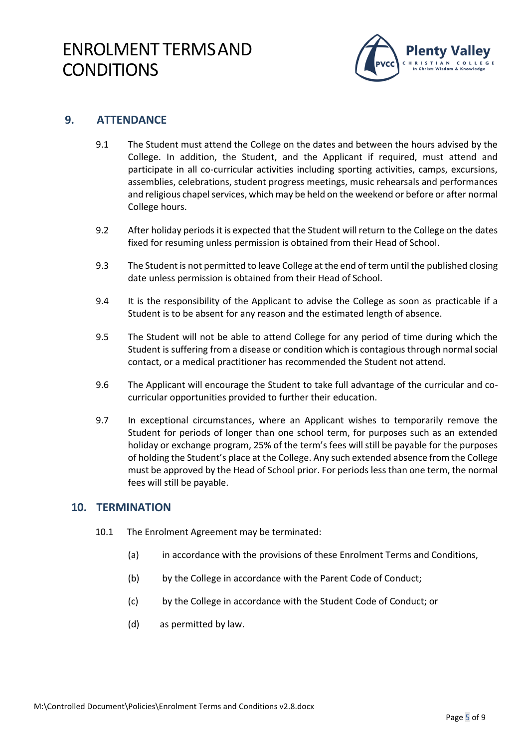## 9. ATTENDANCE

9.1 The Student must attend the College on the dates and between the hours advised by the College. In addition, the Student, and the Applicant if required, must attend and participate in all co-curricular activities including sporting activities, camps, excursions, assemblies, celebrations, student progress meetings, music rehearsals and performances and religious chapel services, which may be held on the weekend or before or after normal College hours.

9.2 After holiday periods it is expected that the Student will return to the College on the dates fixed for resuming unless permission is obtained from their Head of School.

9.3 The Student is not permitted to leave College at the end of term until the published closing date unless permission is obtained from their Head of School.

9.4 It is the responsibility of the Applicant to advise the College as soon as practicable if a Student is to be absent for any reason and the estimated length of absence.

9.5 The Student will not be able to attend College for any period of time during which the Student is suffering from a disease or condition which is contagious through normal social contact, or a medical practitioner has recommended the Student not attend.

9.6 The Applicant will encourage the Student to take full advantage of the curricular and co-curricular opportunities provided to further their education.

9.7 In exceptional circumstances, where an Applicant wishes to temporarily remove the Student for periods of longer than one school term, for purposes such as an extended holiday or exchange program, 25% of the term's fees will still be payable for the purposes of holding the Student's place at the College. Any such extended absence from the College must be approved by the Head of School prior. For periods less than one term, the normal fees will still be payable.

## 10. TERMINATION

10.1 The Enrolment Agreement may be terminated:

(a) in accordance with the provisions of these Enrolment Terms and Conditions,

(b) by the College in accordance with the Parent Code of Conduct;

(c) by the College in accordance with the Student Code of Conduct; or

(d) as permitted by law.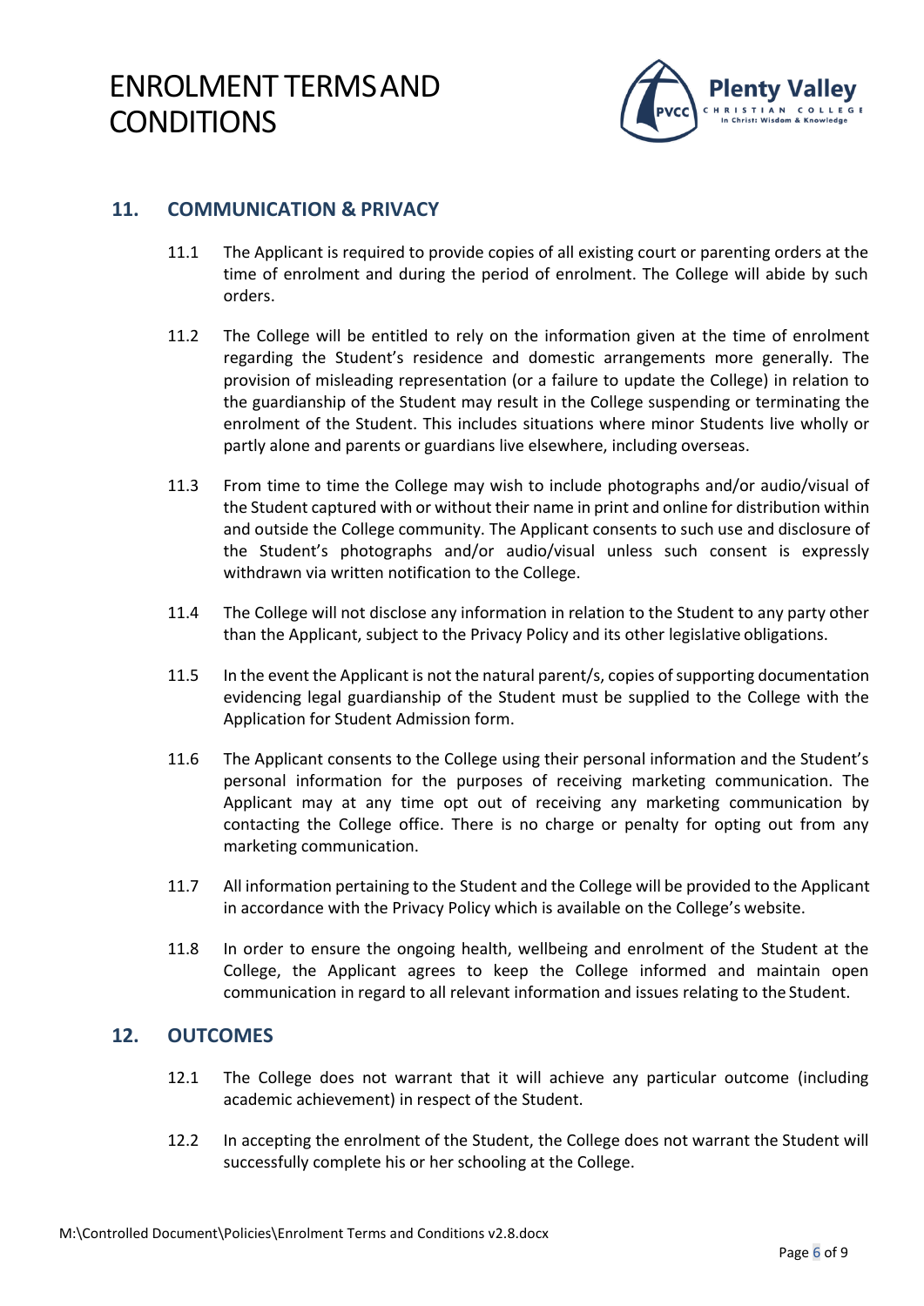## 11. COMMUNICATION & PRIVACY

11.1 The Applicant is required to provide copies of all existing court or parenting orders at the time of enrolment and during the period of enrolment. The College will abide by such orders.

11.2 The College will be entitled to rely on the information given at the time of enrolment regarding the Student's residence and domestic arrangements more generally. The provision of misleading representation (or a failure to update the College) in relation to the guardianship of the Student may result in the College suspending or terminating the enrolment of the Student. This includes situations where minor Students live wholly or partly alone and parents or guardians live elsewhere, including overseas.

11.3 From time to time the College may wish to include photographs and/or audio/visual of the Student captured with or without their name in print and online for distribution within and outside the College community. The Applicant consents to such use and disclosure of the Student's photographs and/or audio/visual unless such consent is expressly withdrawn via written notification to the College.

11.4 The College will not disclose any information in relation to the Student to any party other than the Applicant, subject to the Privacy Policy and its other legislative obligations.

11.5 In the event the Applicant is not the natural parent/s, copies of supporting documentation evidencing legal guardianship of the Student must be supplied to the College with the Application for Student Admission form.

11.6 The Applicant consents to the College using their personal information and the Student's personal information for the purposes of receiving marketing communication. The Applicant may at any time opt out of receiving any marketing communication by contacting the College office. There is no charge or penalty for opting out from any marketing communication.

11.7 All information pertaining to the Student and the College will be provided to the Applicant in accordance with the Privacy Policy which is available on the College's website.

11.8 In order to ensure the ongoing health, wellbeing and enrolment of the Student at the College, the Applicant agrees to keep the College informed and maintain open communication in regard to all relevant information and issues relating to the Student.

## 12. OUTCOMES

12.1 The College does not warrant that it will achieve any particular outcome (including academic achievement) in respect of the Student.

12.2 In accepting the enrolment of the Student, the College does not warrant the Student will successfully complete his or her schooling at the College.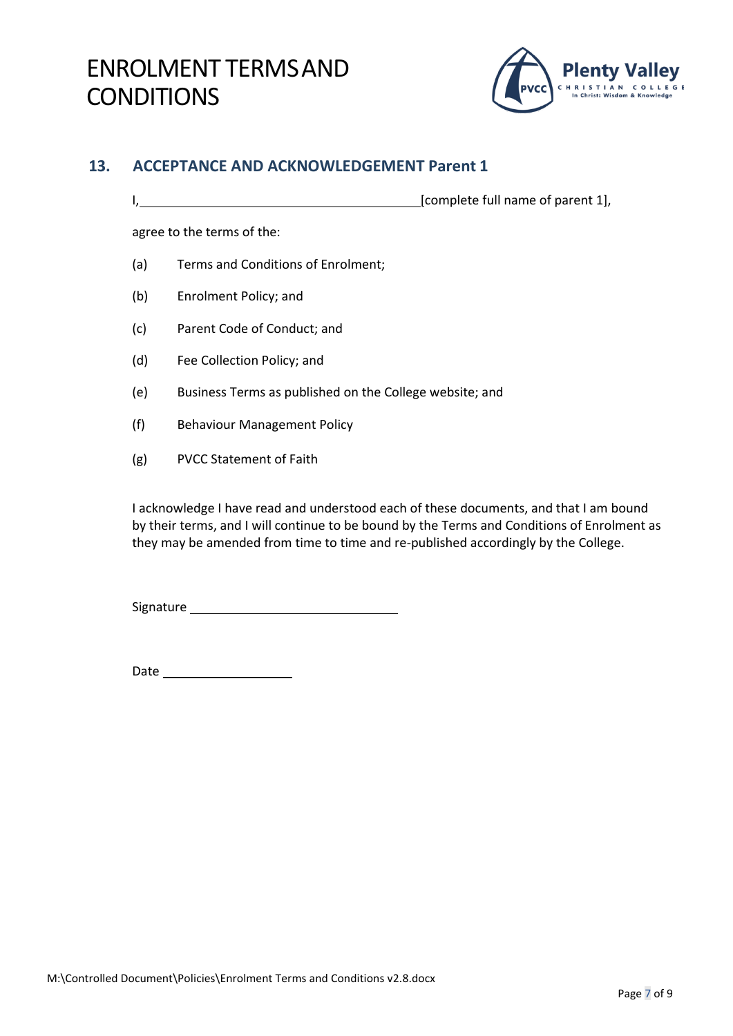## 13. ACCEPTANCE AND ACKNOWLEDGEMENT Parent 1

I, ________________________________________ [complete full name of parent 1],

agree to the terms of the:

(a) Terms and Conditions of Enrolment;

(b) Enrolment Policy; and

(c) Parent Code of Conduct; and

(d) Fee Collection Policy; and

(e) Business Terms as published on the College website; and

(f) Behaviour Management Policy

(g) PVCC Statement of Faith

I acknowledge I have read and understood each of these documents, and that I am bound by their terms, and I will continue to be bound by the Terms and Conditions of Enrolment as they may be amended from time to time and re-published accordingly by the College.

Signature ______________________________

Date ____________________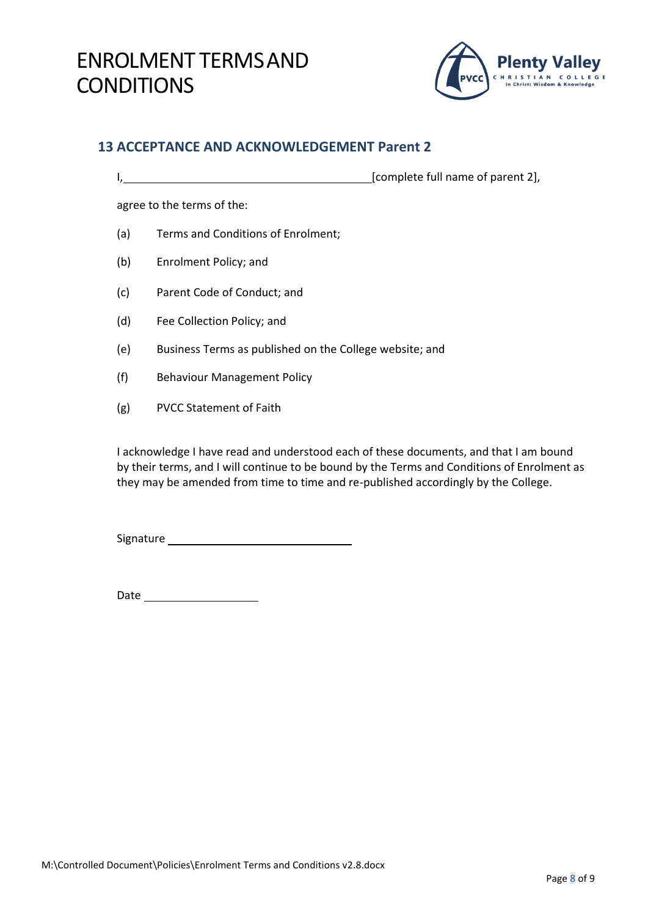# ENROLMENT TERMS AND CONDITIONS

## 13 ACCEPTANCE AND ACKNOWLEDGEMENT Parent 2

I, ________________________________________[complete full name of parent 2],

agree to the terms of the:

(a) Terms and Conditions of Enrolment;

(b) Enrolment Policy; and

(c) Parent Code of Conduct; and

(d) Fee Collection Policy; and

(e) Business Terms as published on the College website; and

(f) Behaviour Management Policy

(g) PVCC Statement of Faith

I acknowledge I have read and understood each of these documents, and that I am bound by their terms, and I will continue to be bound by the Terms and Conditions of Enrolment as they may be amended from time to time and re-published accordingly by the College.

Signature ______________________________

Date ___________________

M:\Controlled Document\Policies\Enrolment Terms and Conditions v2.8.docx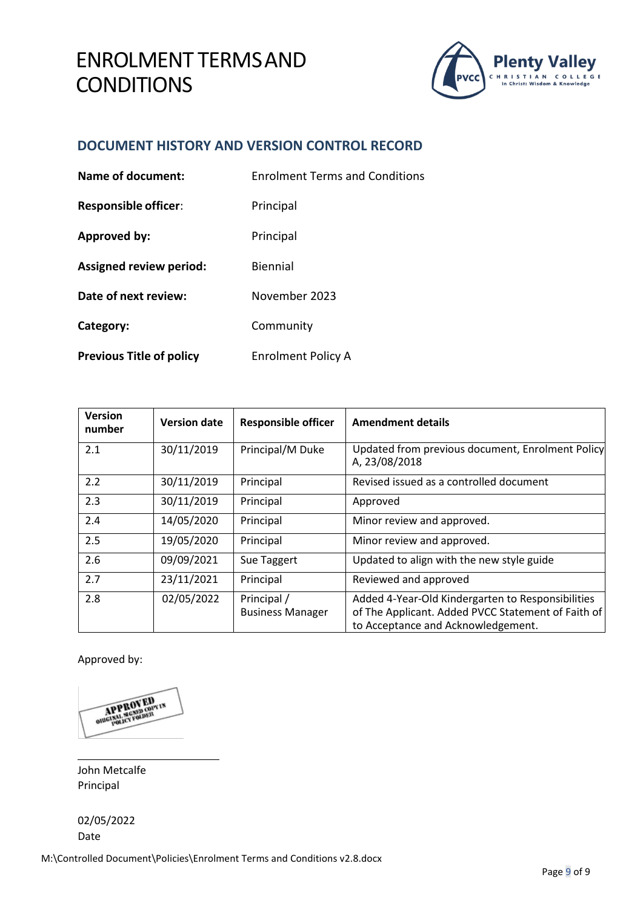# ENROLMENT TERMS AND CONDITIONS

## DOCUMENT HISTORY AND VERSION CONTROL RECORD

| | |
|---|---|
| **Name of document:** | Enrolment Terms and Conditions |
| **Responsible officer**: | Principal |
| **Approved by:** | Principal |
| **Assigned review period:** | Biennial |
| **Date of next review:** | November 2023 |
| **Category:** | Community |
| **Previous Title of policy** | Enrolment Policy A |

| Version number | Version date | Responsible officer | Amendment details |
|---|---|---|---|
| 2.1 | 30/11/2019 | Principal/M Duke | Updated from previous document, Enrolment Policy A, 23/08/2018 |
| 2.2 | 30/11/2019 | Principal | Revised issued as a controlled document |
| 2.3 | 30/11/2019 | Principal | Approved |
| 2.4 | 14/05/2020 | Principal | Minor review and approved. |
| 2.5 | 19/05/2020 | Principal | Minor review and approved. |
| 2.6 | 09/09/2021 | Sue Taggert | Updated to align with the new style guide |
| 2.7 | 23/11/2021 | Principal | Reviewed and approved |
| 2.8 | 02/05/2022 | Principal / Business Manager | Added 4-Year-Old Kindergarten to Responsibilities of The Applicant. Added PVCC Statement of Faith of to Acceptance and Acknowledgement. |

Approved by:

APPROVED ORIGINAL SIGNED COPY IN POLICY FOLDER

John Metcalfe
Principal

02/05/2022
Date

M:\Controlled Document\Policies\Enrolment Terms and Conditions v2.8.docx